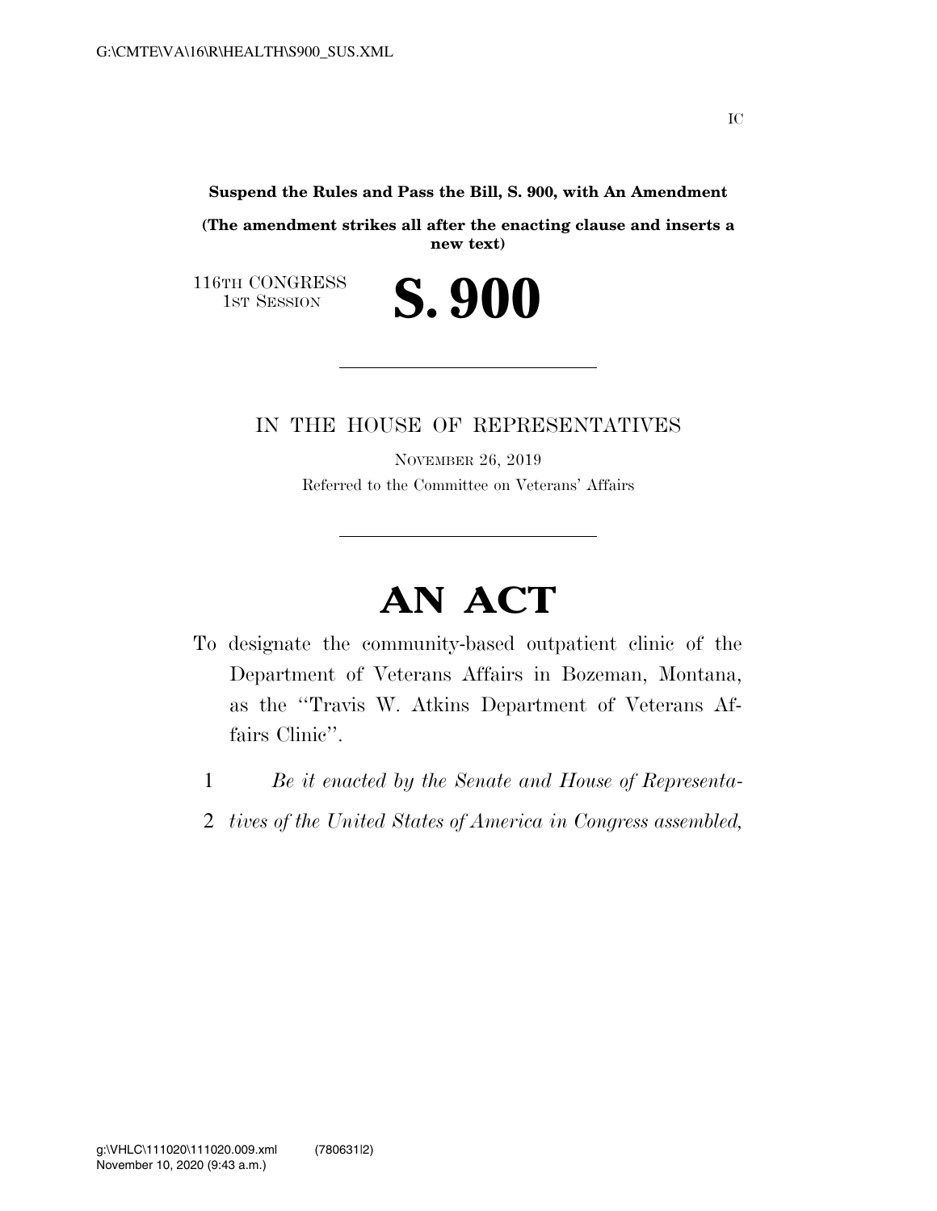**Suspend the Rules and Pass the Bill, S. 900, with An Amendment**

**(The amendment strikes all after the enacting clause and inserts a new text)**

116TH CONGRESS
1ST SESSION

# S. 900

---

IN THE HOUSE OF REPRESENTATIVES

NOVEMBER 26, 2019

Referred to the Committee on Veterans' Affairs

---

# AN ACT

To designate the community-based outpatient clinic of the Department of Veterans Affairs in Bozeman, Montana, as the "Travis W. Atkins Department of Veterans Affairs Clinic".

1 *Be it enacted by the Senate and House of Representa-*
2 *tives of the United States of America in Congress assembled,*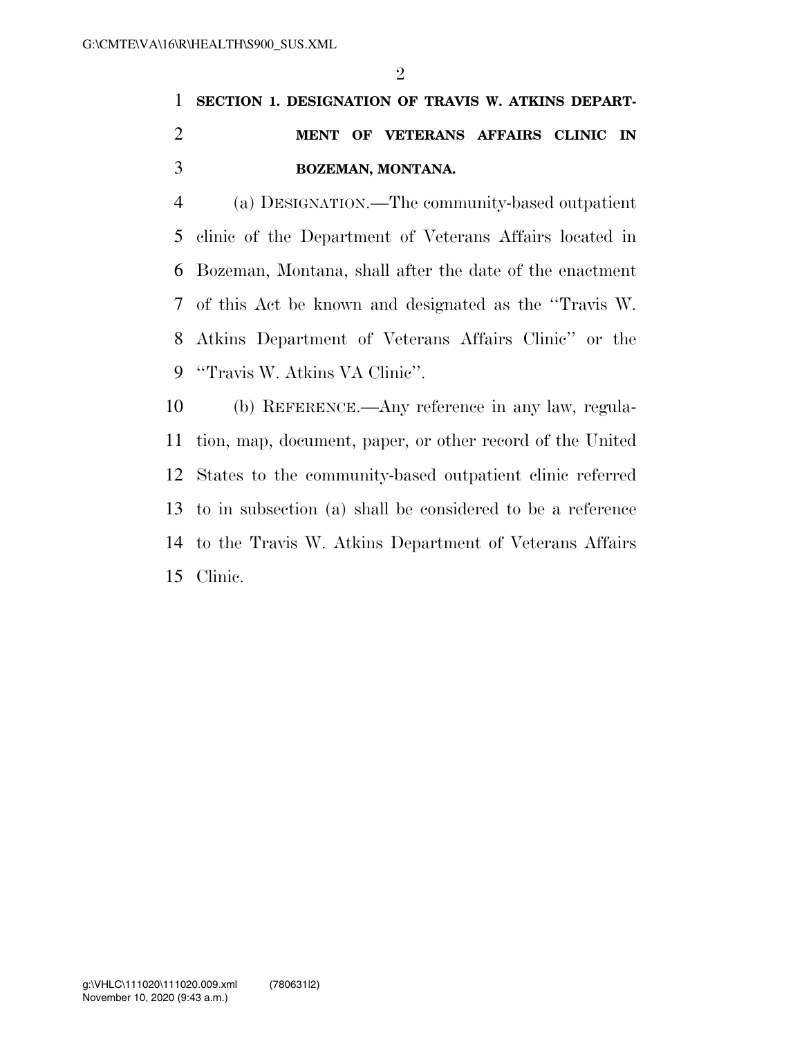**SECTION 1. DESIGNATION OF TRAVIS W. ATKINS DEPARTMENT OF VETERANS AFFAIRS CLINIC IN BOZEMAN, MONTANA.**

(a) DESIGNATION.—The community-based outpatient clinic of the Department of Veterans Affairs located in Bozeman, Montana, shall after the date of the enactment of this Act be known and designated as the ''Travis W. Atkins Department of Veterans Affairs Clinic'' or the ''Travis W. Atkins VA Clinic''.

(b) REFERENCE.—Any reference in any law, regulation, map, document, paper, or other record of the United States to the community-based outpatient clinic referred to in subsection (a) shall be considered to be a reference to the Travis W. Atkins Department of Veterans Affairs Clinic.